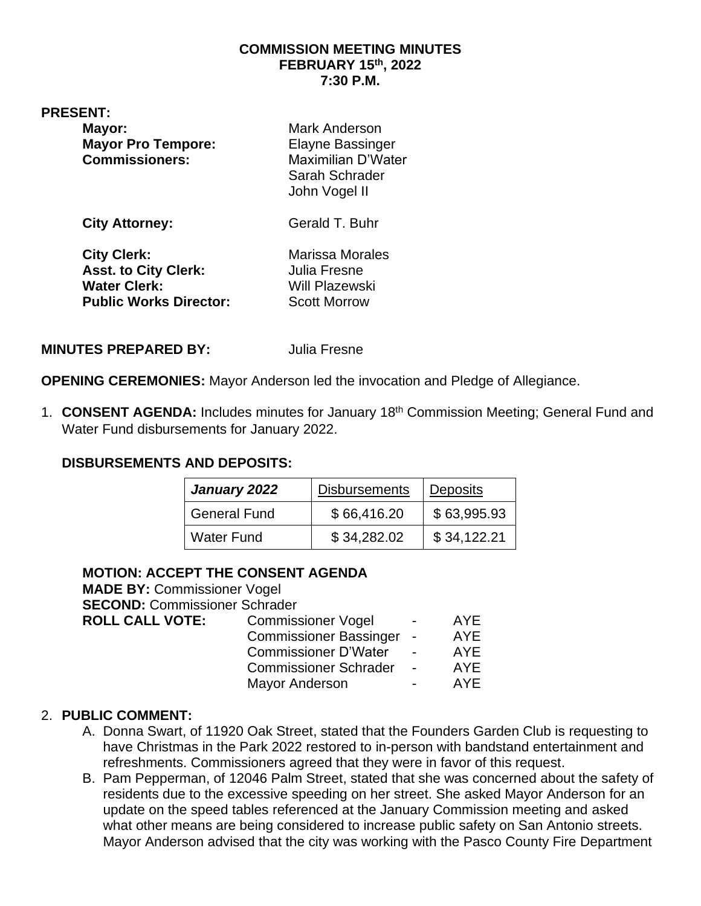# COMMISSION MEETING MINUTES
## FEBRUARY 15th, 2022
## 7:30 P.M.

**PRESENT:**

| | |
|---|---|
| **Mayor:** | Mark Anderson |
| **Mayor Pro Tempore:** | Elayne Bassinger |
| **Commissioners:** | Maximilian D'Water |
| | Sarah Schrader |
| | John Vogel II |
| **City Attorney:** | Gerald T. Buhr |
| **City Clerk:** | Marissa Morales |
| **Asst. to City Clerk:** | Julia Fresne |
| **Water Clerk:** | Will Plazewski |
| **Public Works Director:** | Scott Morrow |

**MINUTES PREPARED BY:** Julia Fresne

**OPENING CEREMONIES:** Mayor Anderson led the invocation and Pledge of Allegiance.

1. **CONSENT AGENDA:** Includes minutes for January 18th Commission Meeting; General Fund and Water Fund disbursements for January 2022.

   **DISBURSEMENTS AND DEPOSITS:**

| ***January 2022*** | Disbursements | Deposits |
|---|---|---|
| General Fund | $ 66,416.20 | $ 63,995.93 |
| Water Fund | $ 34,282.02 | $ 34,122.21 |

   **MOTION: ACCEPT THE CONSENT AGENDA**
   **MADE BY:** Commissioner Vogel
   **SECOND:** Commissioner Schrader
   **ROLL CALL VOTE:**

| | | |
|---|---|---|
| Commissioner Vogel | - | AYE |
| Commissioner Bassinger | - | AYE |
| Commissioner D'Water | - | AYE |
| Commissioner Schrader | - | AYE |
| Mayor Anderson | - | AYE |

2. **PUBLIC COMMENT:**
   A. Donna Swart, of 11920 Oak Street, stated that the Founders Garden Club is requesting to have Christmas in the Park 2022 restored to in-person with bandstand entertainment and refreshments. Commissioners agreed that they were in favor of this request.
   B. Pam Pepperman, of 12046 Palm Street, stated that she was concerned about the safety of residents due to the excessive speeding on her street. She asked Mayor Anderson for an update on the speed tables referenced at the January Commission meeting and asked what other means are being considered to increase public safety on San Antonio streets. Mayor Anderson advised that the city was working with the Pasco County Fire Department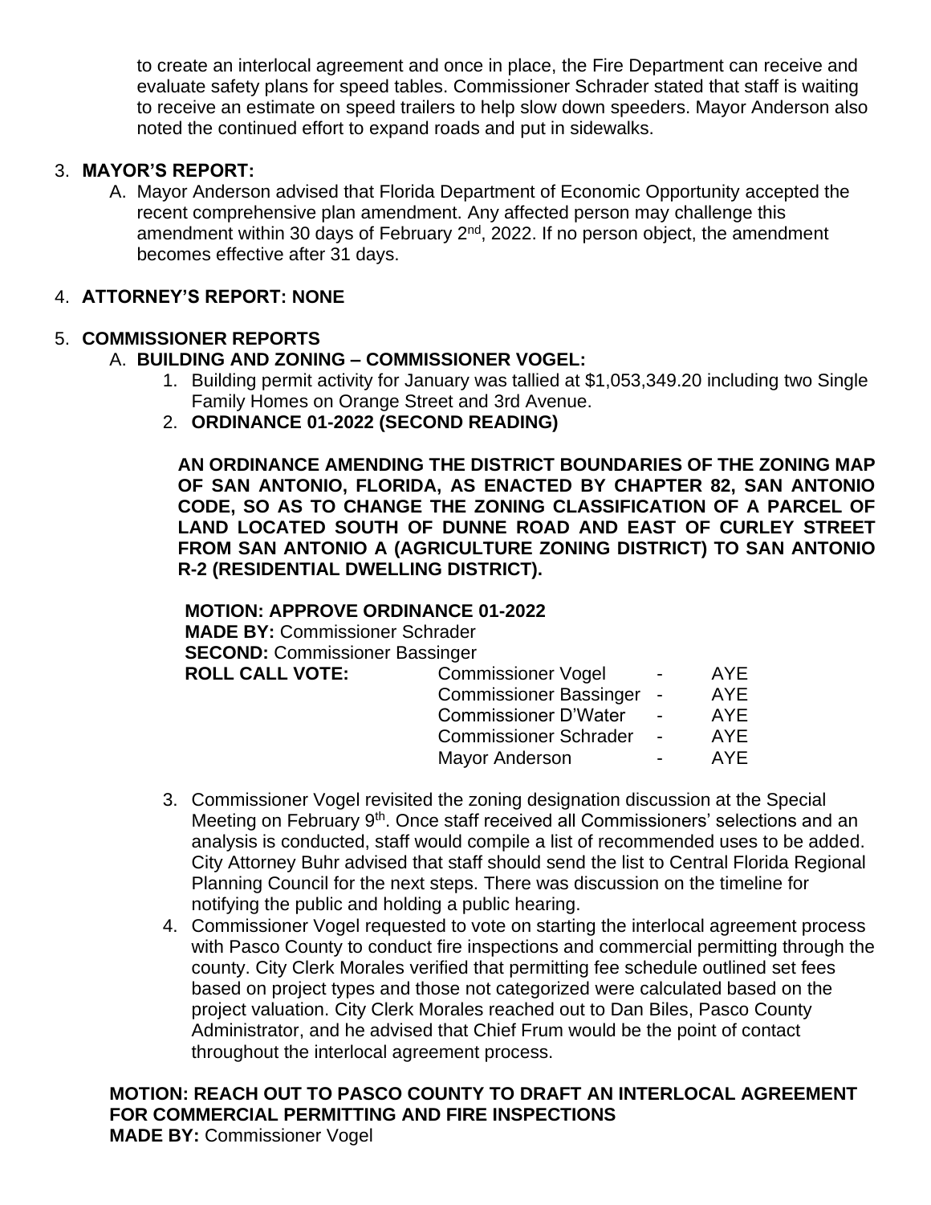to create an interlocal agreement and once in place, the Fire Department can receive and evaluate safety plans for speed tables. Commissioner Schrader stated that staff is waiting to receive an estimate on speed trailers to help slow down speeders. Mayor Anderson also noted the continued effort to expand roads and put in sidewalks.

3. **MAYOR'S REPORT:**
   A. Mayor Anderson advised that Florida Department of Economic Opportunity accepted the recent comprehensive plan amendment. Any affected person may challenge this amendment within 30 days of February 2nd, 2022. If no person object, the amendment becomes effective after 31 days.

4. **ATTORNEY'S REPORT: NONE**

5. **COMMISSIONER REPORTS**
   A. **BUILDING AND ZONING – COMMISSIONER VOGEL:**
      1. Building permit activity for January was tallied at $1,053,349.20 including two Single Family Homes on Orange Street and 3rd Avenue.
      2. **ORDINANCE 01-2022 (SECOND READING)**

         **AN ORDINANCE AMENDING THE DISTRICT BOUNDARIES OF THE ZONING MAP OF SAN ANTONIO, FLORIDA, AS ENACTED BY CHAPTER 82, SAN ANTONIO CODE, SO AS TO CHANGE THE ZONING CLASSIFICATION OF A PARCEL OF LAND LOCATED SOUTH OF DUNNE ROAD AND EAST OF CURLEY STREET FROM SAN ANTONIO A (AGRICULTURE ZONING DISTRICT) TO SAN ANTONIO R-2 (RESIDENTIAL DWELLING DISTRICT).**

         **MOTION: APPROVE ORDINANCE 01-2022**
         **MADE BY:** Commissioner Schrader
         **SECOND:** Commissioner Bassinger
         **ROLL CALL VOTE:**
         Commissioner Vogel - AYE
         Commissioner Bassinger - AYE
         Commissioner D'Water - AYE
         Commissioner Schrader - AYE
         Mayor Anderson - AYE

      3. Commissioner Vogel revisited the zoning designation discussion at the Special Meeting on February 9th. Once staff received all Commissioners' selections and an analysis is conducted, staff would compile a list of recommended uses to be added. City Attorney Buhr advised that staff should send the list to Central Florida Regional Planning Council for the next steps. There was discussion on the timeline for notifying the public and holding a public hearing.
      4. Commissioner Vogel requested to vote on starting the interlocal agreement process with Pasco County to conduct fire inspections and commercial permitting through the county. City Clerk Morales verified that permitting fee schedule outlined set fees based on project types and those not categorized were calculated based on the project valuation. City Clerk Morales reached out to Dan Biles, Pasco County Administrator, and he advised that Chief Frum would be the point of contact throughout the interlocal agreement process.

**MOTION: REACH OUT TO PASCO COUNTY TO DRAFT AN INTERLOCAL AGREEMENT FOR COMMERCIAL PERMITTING AND FIRE INSPECTIONS**
**MADE BY:** Commissioner Vogel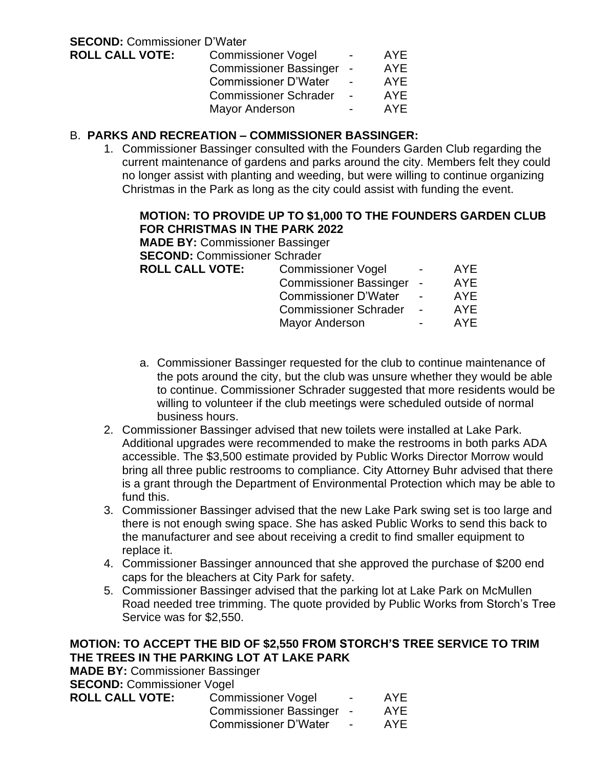**SECOND:** Commissioner D'Water

**ROLL CALL VOTE:**

| | | |
|---|---|---|
| Commissioner Vogel | - | AYE |
| Commissioner Bassinger | - | AYE |
| Commissioner D'Water | - | AYE |
| Commissioner Schrader | - | AYE |
| Mayor Anderson | - | AYE |

B. **PARKS AND RECREATION – COMMISSIONER BASSINGER:**

1. Commissioner Bassinger consulted with the Founders Garden Club regarding the current maintenance of gardens and parks around the city. Members felt they could no longer assist with planting and weeding, but were willing to continue organizing Christmas in the Park as long as the city could assist with funding the event.

   **MOTION: TO PROVIDE UP TO $1,000 TO THE FOUNDERS GARDEN CLUB FOR CHRISTMAS IN THE PARK 2022**
   **MADE BY:** Commissioner Bassinger
   **SECOND:** Commissioner Schrader
   **ROLL CALL VOTE:**

   | | | |
   |---|---|---|
   | Commissioner Vogel | - | AYE |
   | Commissioner Bassinger | - | AYE |
   | Commissioner D'Water | - | AYE |
   | Commissioner Schrader | - | AYE |
   | Mayor Anderson | - | AYE |

   a. Commissioner Bassinger requested for the club to continue maintenance of the pots around the city, but the club was unsure whether they would be able to continue. Commissioner Schrader suggested that more residents would be willing to volunteer if the club meetings were scheduled outside of normal business hours.

2. Commissioner Bassinger advised that new toilets were installed at Lake Park. Additional upgrades were recommended to make the restrooms in both parks ADA accessible. The $3,500 estimate provided by Public Works Director Morrow would bring all three public restrooms to compliance. City Attorney Buhr advised that there is a grant through the Department of Environmental Protection which may be able to fund this.
3. Commissioner Bassinger advised that the new Lake Park swing set is too large and there is not enough swing space. She has asked Public Works to send this back to the manufacturer and see about receiving a credit to find smaller equipment to replace it.
4. Commissioner Bassinger announced that she approved the purchase of $200 end caps for the bleachers at City Park for safety.
5. Commissioner Bassinger advised that the parking lot at Lake Park on McMullen Road needed tree trimming. The quote provided by Public Works from Storch's Tree Service was for $2,550.

**MOTION: TO ACCEPT THE BID OF $2,550 FROM STORCH'S TREE SERVICE TO TRIM THE TREES IN THE PARKING LOT AT LAKE PARK**
**MADE BY:** Commissioner Bassinger
**SECOND:** Commissioner Vogel
**ROLL CALL VOTE:**

| | | |
|---|---|---|
| Commissioner Vogel | - | AYE |
| Commissioner Bassinger | - | AYE |
| Commissioner D'Water | - | AYE |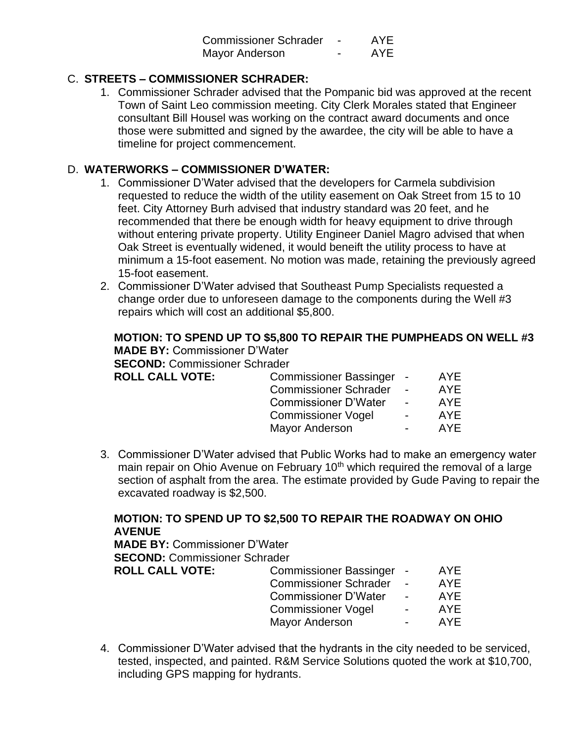| | | |
|---|---|---|
| Commissioner Schrader | - | AYE |
| Mayor Anderson | - | AYE |

C. **STREETS – COMMISSIONER SCHRADER:**

1. Commissioner Schrader advised that the Pompanic bid was approved at the recent Town of Saint Leo commission meeting. City Clerk Morales stated that Engineer consultant Bill Housel was working on the contract award documents and once those were submitted and signed by the awardee, the city will be able to have a timeline for project commencement.

D. **WATERWORKS – COMMISSIONER D'WATER:**

1. Commissioner D'Water advised that the developers for Carmela subdivision requested to reduce the width of the utility easement on Oak Street from 15 to 10 feet. City Attorney Burh advised that industry standard was 20 feet, and he recommended that there be enough width for heavy equipment to drive through without entering private property. Utility Engineer Daniel Magro advised that when Oak Street is eventually widened, it would beneift the utility process to have at minimum a 15-foot easement. No motion was made, retaining the previously agreed 15-foot easement.
2. Commissioner D'Water advised that Southeast Pump Specialists requested a change order due to unforeseen damage to the components during the Well #3 repairs which will cost an additional $5,800.

**MOTION: TO SPEND UP TO $5,800 TO REPAIR THE PUMPHEADS ON WELL #3**
**MADE BY:** Commissioner D'Water
**SECOND:** Commissioner Schrader

| **ROLL CALL VOTE:** | | | |
|---|---|---|---|
| | Commissioner Bassinger | - | AYE |
| | Commissioner Schrader | - | AYE |
| | Commissioner D'Water | - | AYE |
| | Commissioner Vogel | - | AYE |
| | Mayor Anderson | - | AYE |

3. Commissioner D'Water advised that Public Works had to make an emergency water main repair on Ohio Avenue on February 10th which required the removal of a large section of asphalt from the area. The estimate provided by Gude Paving to repair the excavated roadway is $2,500.

**MOTION: TO SPEND UP TO $2,500 TO REPAIR THE ROADWAY ON OHIO AVENUE**
**MADE BY:** Commissioner D'Water
**SECOND:** Commissioner Schrader

| **ROLL CALL VOTE:** | | | |
|---|---|---|---|
| | Commissioner Bassinger | - | AYE |
| | Commissioner Schrader | - | AYE |
| | Commissioner D'Water | - | AYE |
| | Commissioner Vogel | - | AYE |
| | Mayor Anderson | - | AYE |

4. Commissioner D'Water advised that the hydrants in the city needed to be serviced, tested, inspected, and painted. R&M Service Solutions quoted the work at $10,700, including GPS mapping for hydrants.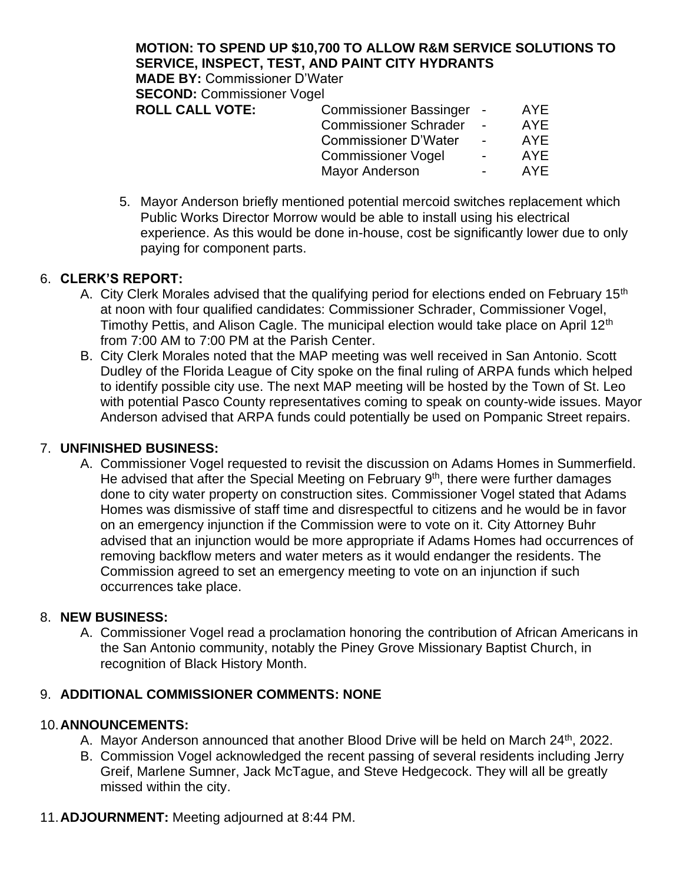**MOTION: TO SPEND UP $10,700 TO ALLOW R&M SERVICE SOLUTIONS TO SERVICE, INSPECT, TEST, AND PAINT CITY HYDRANTS**
**MADE BY:** Commissioner D'Water
**SECOND:** Commissioner Vogel

| **ROLL CALL VOTE:** | Commissioner Bassinger | - | AYE |
|---|---|---|---|
| | Commissioner Schrader | - | AYE |
| | Commissioner D'Water | - | AYE |
| | Commissioner Vogel | - | AYE |
| | Mayor Anderson | - | AYE |

5. Mayor Anderson briefly mentioned potential mercoid switches replacement which Public Works Director Morrow would be able to install using his electrical experience. As this would be done in-house, cost be significantly lower due to only paying for component parts.

6. **CLERK'S REPORT:**
   A. City Clerk Morales advised that the qualifying period for elections ended on February 15th at noon with four qualified candidates: Commissioner Schrader, Commissioner Vogel, Timothy Pettis, and Alison Cagle. The municipal election would take place on April 12th from 7:00 AM to 7:00 PM at the Parish Center.
   B. City Clerk Morales noted that the MAP meeting was well received in San Antonio. Scott Dudley of the Florida League of City spoke on the final ruling of ARPA funds which helped to identify possible city use. The next MAP meeting will be hosted by the Town of St. Leo with potential Pasco County representatives coming to speak on county-wide issues. Mayor Anderson advised that ARPA funds could potentially be used on Pompanic Street repairs.

7. **UNFINISHED BUSINESS:**
   A. Commissioner Vogel requested to revisit the discussion on Adams Homes in Summerfield. He advised that after the Special Meeting on February 9th, there were further damages done to city water property on construction sites. Commissioner Vogel stated that Adams Homes was dismissive of staff time and disrespectful to citizens and he would be in favor on an emergency injunction if the Commission were to vote on it. City Attorney Buhr advised that an injunction would be more appropriate if Adams Homes had occurrences of removing backflow meters and water meters as it would endanger the residents. The Commission agreed to set an emergency meeting to vote on an injunction if such occurrences take place.

8. **NEW BUSINESS:**
   A. Commissioner Vogel read a proclamation honoring the contribution of African Americans in the San Antonio community, notably the Piney Grove Missionary Baptist Church, in recognition of Black History Month.

9. **ADDITIONAL COMMISSIONER COMMENTS: NONE**

10. **ANNOUNCEMENTS:**
    A. Mayor Anderson announced that another Blood Drive will be held on March 24th, 2022.
    B. Commission Vogel acknowledged the recent passing of several residents including Jerry Greif, Marlene Sumner, Jack McTague, and Steve Hedgecock. They will all be greatly missed within the city.

11. **ADJOURNMENT:** Meeting adjourned at 8:44 PM.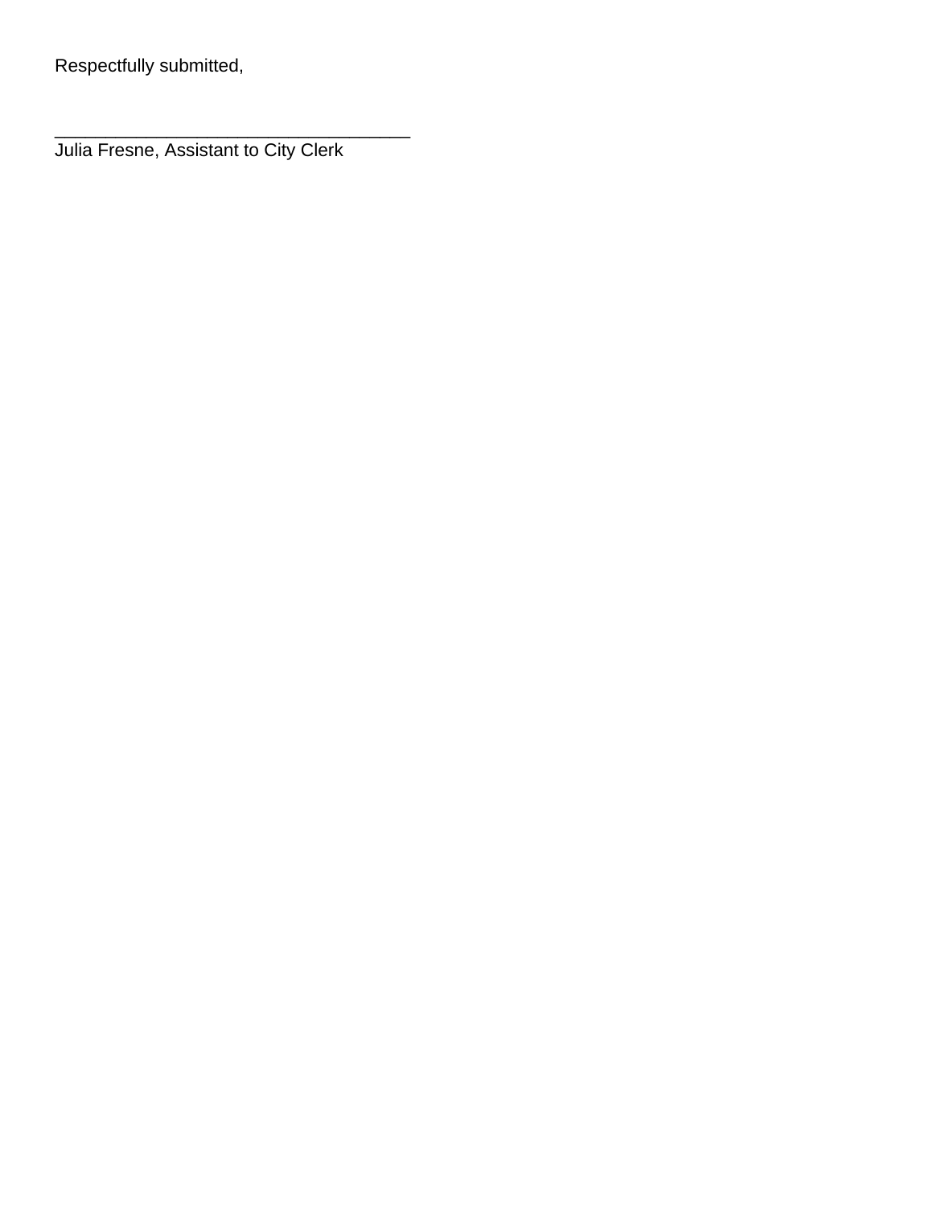Respectfully submitted,

____________________________________
Julia Fresne, Assistant to City Clerk